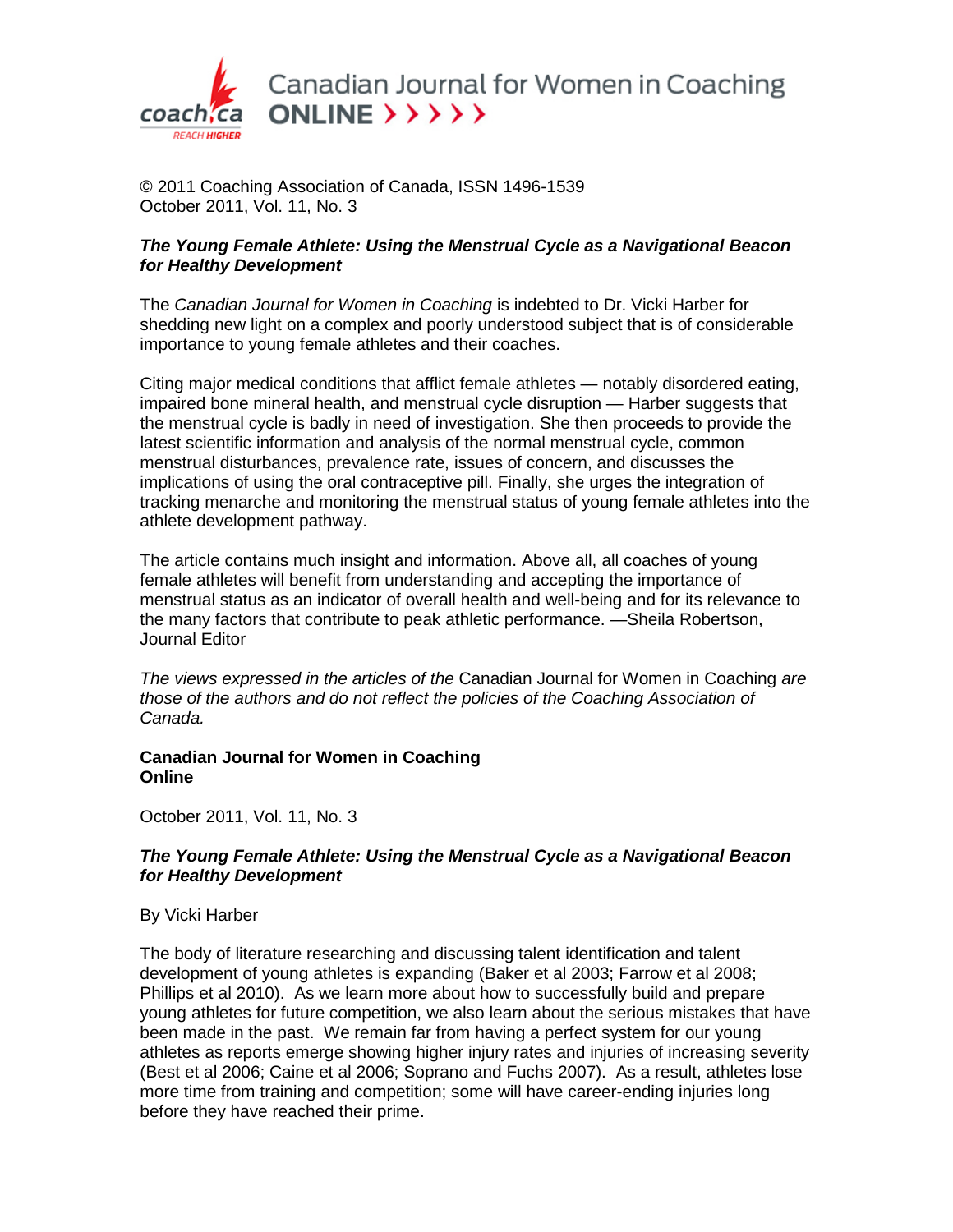# Canadian Journal for Women in Coaching ONLINE

© 2011 Coaching Association of Canada, ISSN 1496-1539
October 2011, Vol. 11, No. 3

***The Young Female Athlete: Using the Menstrual Cycle as a Navigational Beacon for Healthy Development***

The *Canadian Journal for Women in Coaching* is indebted to Dr. Vicki Harber for shedding new light on a complex and poorly understood subject that is of considerable importance to young female athletes and their coaches.

Citing major medical conditions that afflict female athletes — notably disordered eating, impaired bone mineral health, and menstrual cycle disruption — Harber suggests that the menstrual cycle is badly in need of investigation. She then proceeds to provide the latest scientific information and analysis of the normal menstrual cycle, common menstrual disturbances, prevalence rate, issues of concern, and discusses the implications of using the oral contraceptive pill. Finally, she urges the integration of tracking menarche and monitoring the menstrual status of young female athletes into the athlete development pathway.

The article contains much insight and information. Above all, all coaches of young female athletes will benefit from understanding and accepting the importance of menstrual status as an indicator of overall health and well-being and for its relevance to the many factors that contribute to peak athletic performance. —Sheila Robertson, Journal Editor

*The views expressed in the articles of the* Canadian Journal for Women in Coaching *are those of the authors and do not reflect the policies of the Coaching Association of Canada.*

**Canadian Journal for Women in Coaching Online**

October 2011, Vol. 11, No. 3

***The Young Female Athlete: Using the Menstrual Cycle as a Navigational Beacon for Healthy Development***

By Vicki Harber

The body of literature researching and discussing talent identification and talent development of young athletes is expanding (Baker et al 2003; Farrow et al 2008; Phillips et al 2010). As we learn more about how to successfully build and prepare young athletes for future competition, we also learn about the serious mistakes that have been made in the past. We remain far from having a perfect system for our young athletes as reports emerge showing higher injury rates and injuries of increasing severity (Best et al 2006; Caine et al 2006; Soprano and Fuchs 2007). As a result, athletes lose more time from training and competition; some will have career-ending injuries long before they have reached their prime.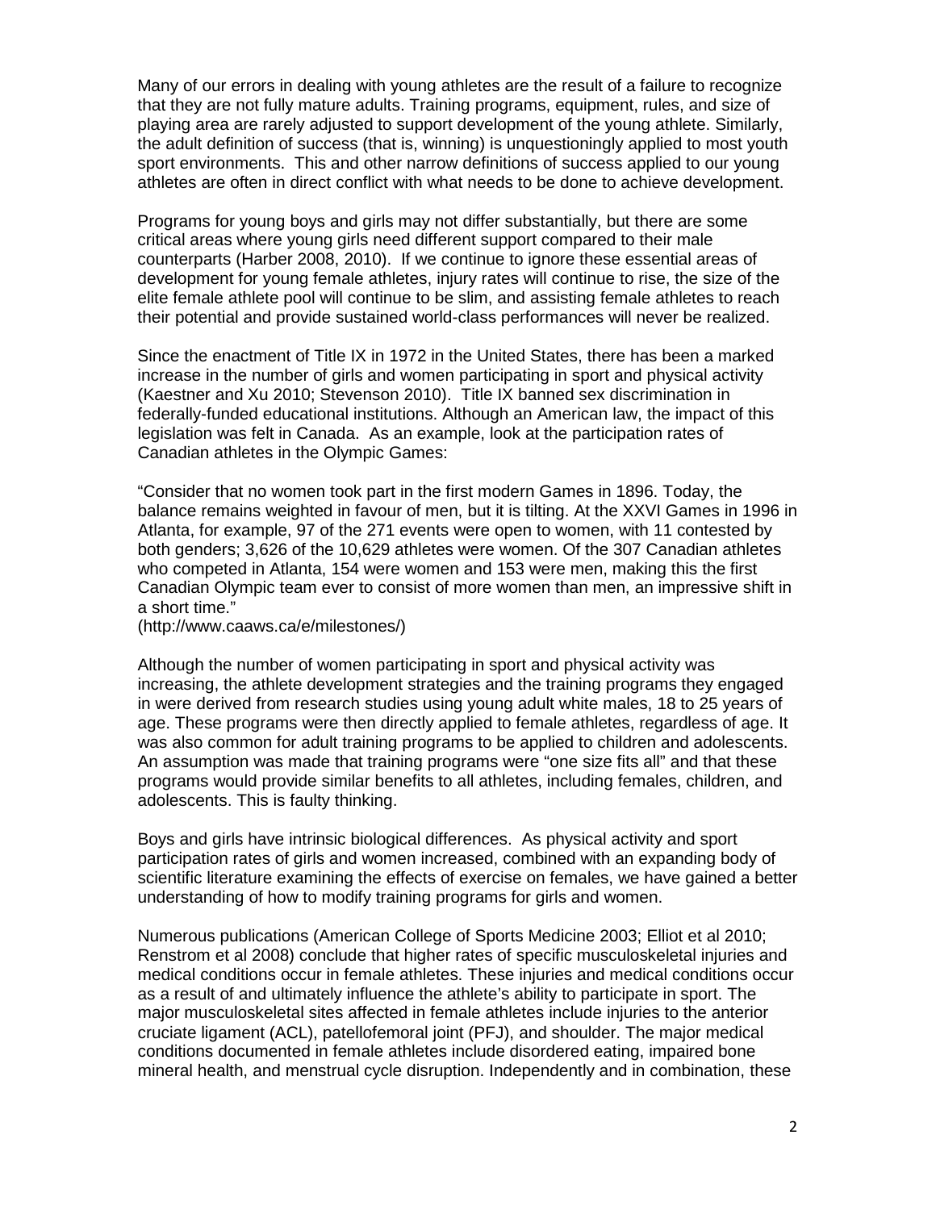Many of our errors in dealing with young athletes are the result of a failure to recognize that they are not fully mature adults. Training programs, equipment, rules, and size of playing area are rarely adjusted to support development of the young athlete. Similarly, the adult definition of success (that is, winning) is unquestioningly applied to most youth sport environments. This and other narrow definitions of success applied to our young athletes are often in direct conflict with what needs to be done to achieve development.

Programs for young boys and girls may not differ substantially, but there are some critical areas where young girls need different support compared to their male counterparts (Harber 2008, 2010). If we continue to ignore these essential areas of development for young female athletes, injury rates will continue to rise, the size of the elite female athlete pool will continue to be slim, and assisting female athletes to reach their potential and provide sustained world-class performances will never be realized.

Since the enactment of Title IX in 1972 in the United States, there has been a marked increase in the number of girls and women participating in sport and physical activity (Kaestner and Xu 2010; Stevenson 2010). Title IX banned sex discrimination in federally-funded educational institutions. Although an American law, the impact of this legislation was felt in Canada. As an example, look at the participation rates of Canadian athletes in the Olympic Games:

"Consider that no women took part in the first modern Games in 1896. Today, the balance remains weighted in favour of men, but it is tilting. At the XXVI Games in 1996 in Atlanta, for example, 97 of the 271 events were open to women, with 11 contested by both genders; 3,626 of the 10,629 athletes were women. Of the 307 Canadian athletes who competed in Atlanta, 154 were women and 153 were men, making this the first Canadian Olympic team ever to consist of more women than men, an impressive shift in a short time."
(http://www.caaws.ca/e/milestones/)

Although the number of women participating in sport and physical activity was increasing, the athlete development strategies and the training programs they engaged in were derived from research studies using young adult white males, 18 to 25 years of age. These programs were then directly applied to female athletes, regardless of age. It was also common for adult training programs to be applied to children and adolescents. An assumption was made that training programs were "one size fits all" and that these programs would provide similar benefits to all athletes, including females, children, and adolescents. This is faulty thinking.

Boys and girls have intrinsic biological differences. As physical activity and sport participation rates of girls and women increased, combined with an expanding body of scientific literature examining the effects of exercise on females, we have gained a better understanding of how to modify training programs for girls and women.

Numerous publications (American College of Sports Medicine 2003; Elliot et al 2010; Renstrom et al 2008) conclude that higher rates of specific musculoskeletal injuries and medical conditions occur in female athletes. These injuries and medical conditions occur as a result of and ultimately influence the athlete's ability to participate in sport. The major musculoskeletal sites affected in female athletes include injuries to the anterior cruciate ligament (ACL), patellofemoral joint (PFJ), and shoulder. The major medical conditions documented in female athletes include disordered eating, impaired bone mineral health, and menstrual cycle disruption. Independently and in combination, these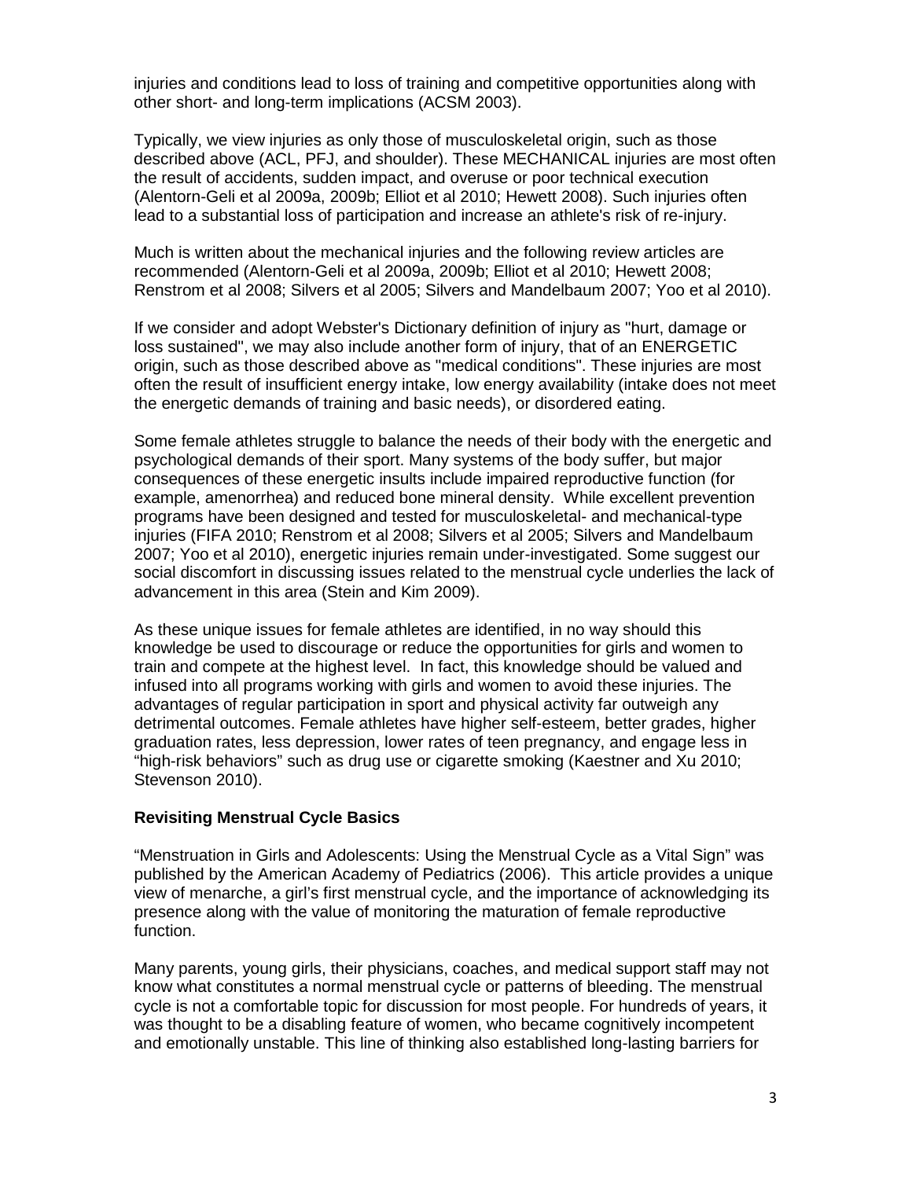injuries and conditions lead to loss of training and competitive opportunities along with other short- and long-term implications (ACSM 2003).

Typically, we view injuries as only those of musculoskeletal origin, such as those described above (ACL, PFJ, and shoulder). These MECHANICAL injuries are most often the result of accidents, sudden impact, and overuse or poor technical execution (Alentorn-Geli et al 2009a, 2009b; Elliot et al 2010; Hewett 2008). Such injuries often lead to a substantial loss of participation and increase an athlete's risk of re-injury.

Much is written about the mechanical injuries and the following review articles are recommended (Alentorn-Geli et al 2009a, 2009b; Elliot et al 2010; Hewett 2008; Renstrom et al 2008; Silvers et al 2005; Silvers and Mandelbaum 2007; Yoo et al 2010).

If we consider and adopt Webster's Dictionary definition of injury as "hurt, damage or loss sustained", we may also include another form of injury, that of an ENERGETIC origin, such as those described above as "medical conditions". These injuries are most often the result of insufficient energy intake, low energy availability (intake does not meet the energetic demands of training and basic needs), or disordered eating.

Some female athletes struggle to balance the needs of their body with the energetic and psychological demands of their sport. Many systems of the body suffer, but major consequences of these energetic insults include impaired reproductive function (for example, amenorrhea) and reduced bone mineral density. While excellent prevention programs have been designed and tested for musculoskeletal- and mechanical-type injuries (FIFA 2010; Renstrom et al 2008; Silvers et al 2005; Silvers and Mandelbaum 2007; Yoo et al 2010), energetic injuries remain under-investigated. Some suggest our social discomfort in discussing issues related to the menstrual cycle underlies the lack of advancement in this area (Stein and Kim 2009).

As these unique issues for female athletes are identified, in no way should this knowledge be used to discourage or reduce the opportunities for girls and women to train and compete at the highest level. In fact, this knowledge should be valued and infused into all programs working with girls and women to avoid these injuries. The advantages of regular participation in sport and physical activity far outweigh any detrimental outcomes. Female athletes have higher self-esteem, better grades, higher graduation rates, less depression, lower rates of teen pregnancy, and engage less in "high-risk behaviors" such as drug use or cigarette smoking (Kaestner and Xu 2010; Stevenson 2010).

**Revisiting Menstrual Cycle Basics**

"Menstruation in Girls and Adolescents: Using the Menstrual Cycle as a Vital Sign" was published by the American Academy of Pediatrics (2006). This article provides a unique view of menarche, a girl's first menstrual cycle, and the importance of acknowledging its presence along with the value of monitoring the maturation of female reproductive function.

Many parents, young girls, their physicians, coaches, and medical support staff may not know what constitutes a normal menstrual cycle or patterns of bleeding. The menstrual cycle is not a comfortable topic for discussion for most people. For hundreds of years, it was thought to be a disabling feature of women, who became cognitively incompetent and emotionally unstable. This line of thinking also established long-lasting barriers for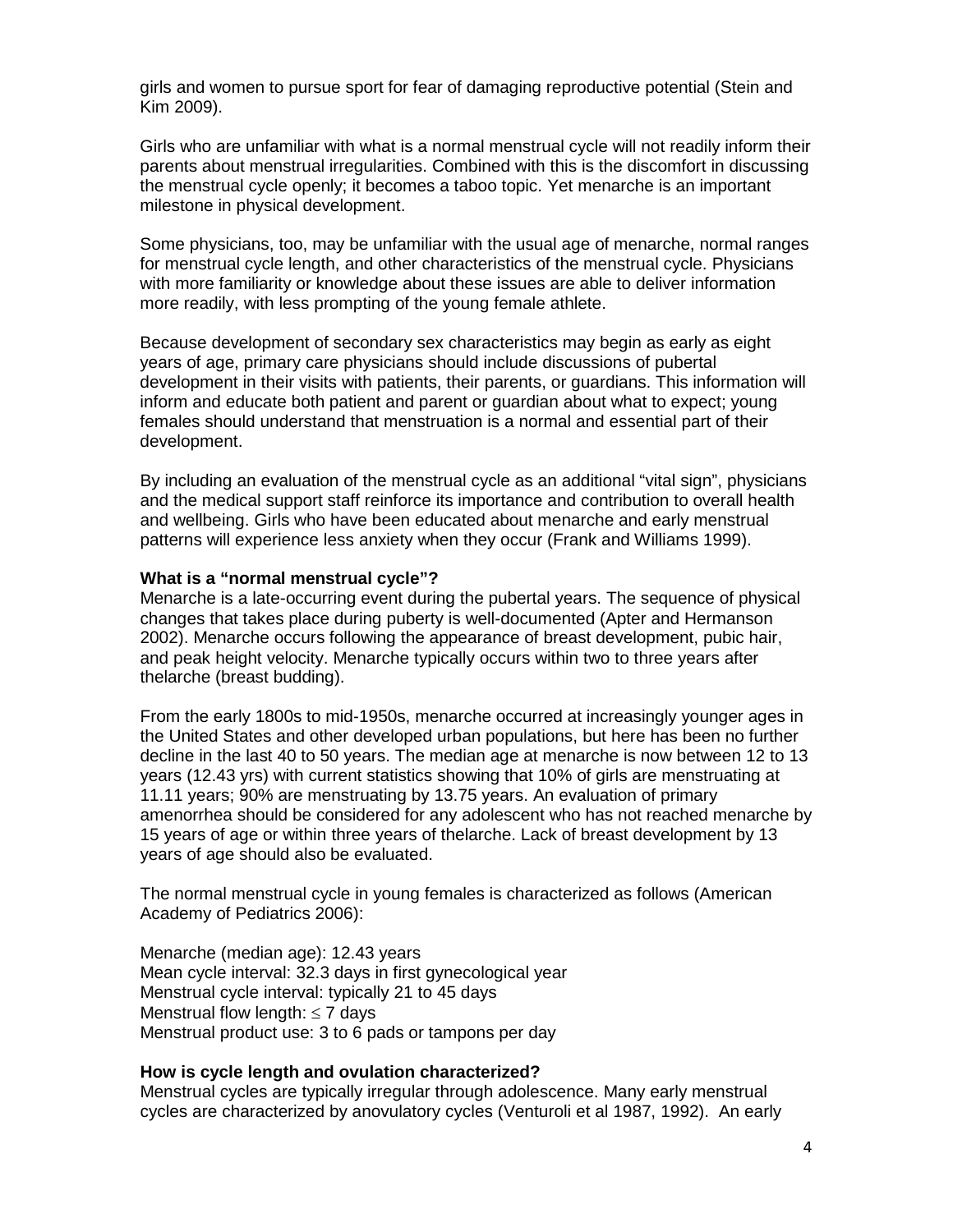girls and women to pursue sport for fear of damaging reproductive potential (Stein and Kim 2009).

Girls who are unfamiliar with what is a normal menstrual cycle will not readily inform their parents about menstrual irregularities. Combined with this is the discomfort in discussing the menstrual cycle openly; it becomes a taboo topic. Yet menarche is an important milestone in physical development.

Some physicians, too, may be unfamiliar with the usual age of menarche, normal ranges for menstrual cycle length, and other characteristics of the menstrual cycle. Physicians with more familiarity or knowledge about these issues are able to deliver information more readily, with less prompting of the young female athlete.

Because development of secondary sex characteristics may begin as early as eight years of age, primary care physicians should include discussions of pubertal development in their visits with patients, their parents, or guardians. This information will inform and educate both patient and parent or guardian about what to expect; young females should understand that menstruation is a normal and essential part of their development.

By including an evaluation of the menstrual cycle as an additional "vital sign", physicians and the medical support staff reinforce its importance and contribution to overall health and wellbeing. Girls who have been educated about menarche and early menstrual patterns will experience less anxiety when they occur (Frank and Williams 1999).

**What is a "normal menstrual cycle"?**

Menarche is a late-occurring event during the pubertal years. The sequence of physical changes that takes place during puberty is well-documented (Apter and Hermanson 2002). Menarche occurs following the appearance of breast development, pubic hair, and peak height velocity. Menarche typically occurs within two to three years after thelarche (breast budding).

From the early 1800s to mid-1950s, menarche occurred at increasingly younger ages in the United States and other developed urban populations, but here has been no further decline in the last 40 to 50 years. The median age at menarche is now between 12 to 13 years (12.43 yrs) with current statistics showing that 10% of girls are menstruating at 11.11 years; 90% are menstruating by 13.75 years. An evaluation of primary amenorrhea should be considered for any adolescent who has not reached menarche by 15 years of age or within three years of thelarche. Lack of breast development by 13 years of age should also be evaluated.

The normal menstrual cycle in young females is characterized as follows (American Academy of Pediatrics 2006):

Menarche (median age): 12.43 years
Mean cycle interval: 32.3 days in first gynecological year
Menstrual cycle interval: typically 21 to 45 days
Menstrual flow length: $\leq$ 7 days
Menstrual product use: 3 to 6 pads or tampons per day

**How is cycle length and ovulation characterized?**

Menstrual cycles are typically irregular through adolescence. Many early menstrual cycles are characterized by anovulatory cycles (Venturoli et al 1987, 1992). An early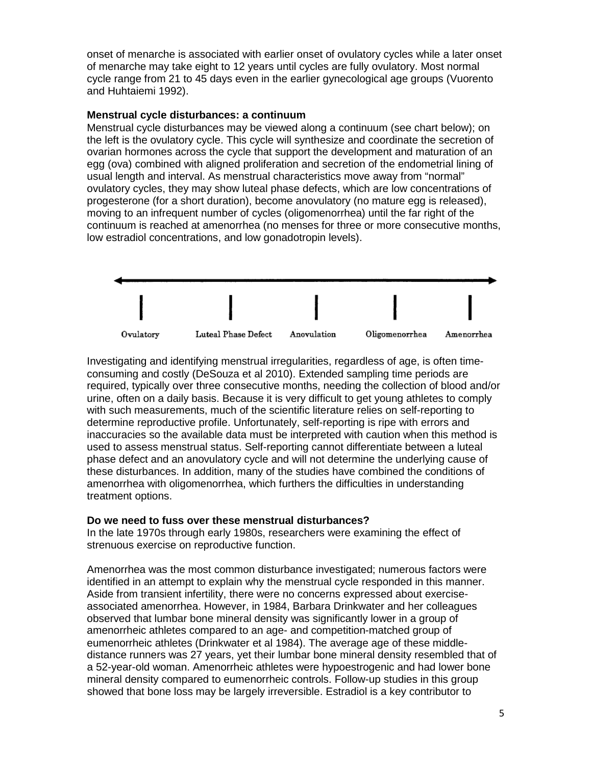onset of menarche is associated with earlier onset of ovulatory cycles while a later onset of menarche may take eight to 12 years until cycles are fully ovulatory. Most normal cycle range from 21 to 45 days even in the earlier gynecological age groups (Vuorento and Huhtaiemi 1992).

**Menstrual cycle disturbances: a continuum**

Menstrual cycle disturbances may be viewed along a continuum (see chart below); on the left is the ovulatory cycle. This cycle will synthesize and coordinate the secretion of ovarian hormones across the cycle that support the development and maturation of an egg (ova) combined with aligned proliferation and secretion of the endometrial lining of usual length and interval. As menstrual characteristics move away from "normal" ovulatory cycles, they may show luteal phase defects, which are low concentrations of progesterone (for a short duration), become anovulatory (no mature egg is released), moving to an infrequent number of cycles (oligomenorrhea) until the far right of the continuum is reached at amenorrhea (no menses for three or more consecutive months, low estradiol concentrations, and low gonadotropin levels).

Ovulatory — Luteal Phase Defect — Anovulation — Oligomenorrhea — Amenorrhea

Investigating and identifying menstrual irregularities, regardless of age, is often time-consuming and costly (DeSouza et al 2010). Extended sampling time periods are required, typically over three consecutive months, needing the collection of blood and/or urine, often on a daily basis. Because it is very difficult to get young athletes to comply with such measurements, much of the scientific literature relies on self-reporting to determine reproductive profile. Unfortunately, self-reporting is ripe with errors and inaccuracies so the available data must be interpreted with caution when this method is used to assess menstrual status. Self-reporting cannot differentiate between a luteal phase defect and an anovulatory cycle and will not determine the underlying cause of these disturbances. In addition, many of the studies have combined the conditions of amenorrhea with oligomenorrhea, which furthers the difficulties in understanding treatment options.

**Do we need to fuss over these menstrual disturbances?**

In the late 1970s through early 1980s, researchers were examining the effect of strenuous exercise on reproductive function.

Amenorrhea was the most common disturbance investigated; numerous factors were identified in an attempt to explain why the menstrual cycle responded in this manner. Aside from transient infertility, there were no concerns expressed about exercise-associated amenorrhea. However, in 1984, Barbara Drinkwater and her colleagues observed that lumbar bone mineral density was significantly lower in a group of amenorrheic athletes compared to an age- and competition-matched group of eumenorrheic athletes (Drinkwater et al 1984). The average age of these middle-distance runners was 27 years, yet their lumbar bone mineral density resembled that of a 52-year-old woman. Amenorrheic athletes were hypoestrogenic and had lower bone mineral density compared to eumenorrheic controls. Follow-up studies in this group showed that bone loss may be largely irreversible. Estradiol is a key contributor to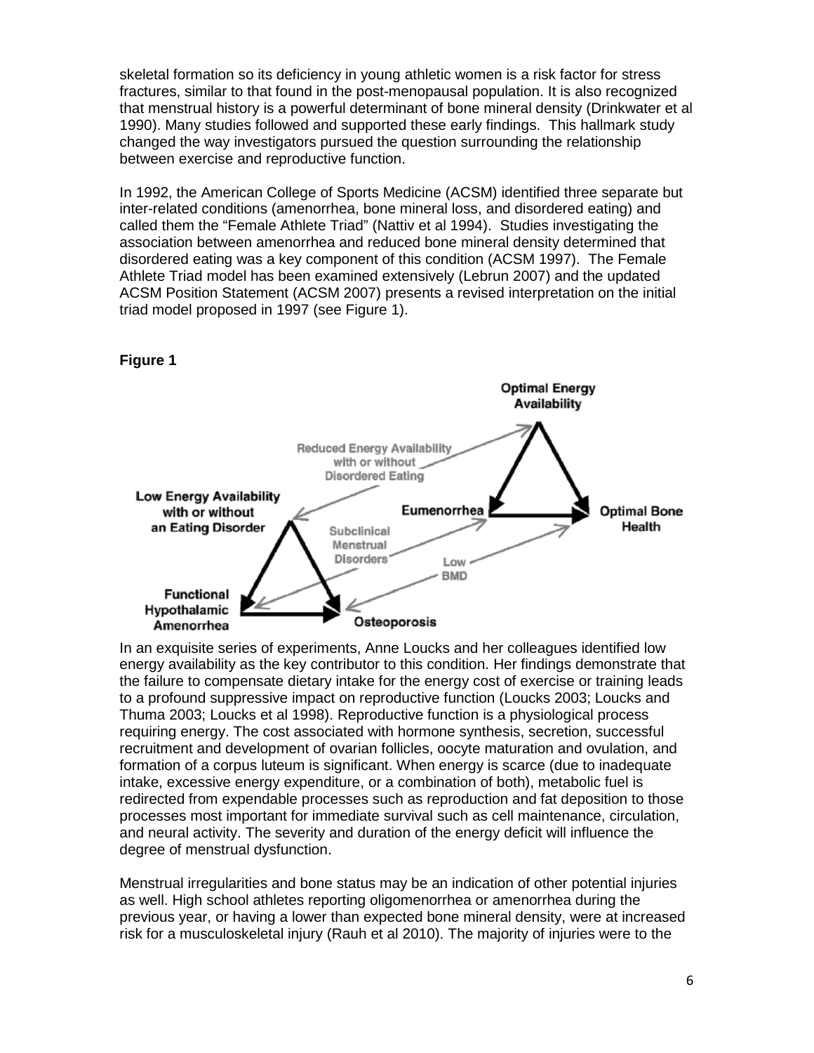skeletal formation so its deficiency in young athletic women is a risk factor for stress fractures, similar to that found in the post-menopausal population. It is also recognized that menstrual history is a powerful determinant of bone mineral density (Drinkwater et al 1990). Many studies followed and supported these early findings. This hallmark study changed the way investigators pursued the question surrounding the relationship between exercise and reproductive function.

In 1992, the American College of Sports Medicine (ACSM) identified three separate but inter-related conditions (amenorrhea, bone mineral loss, and disordered eating) and called them the "Female Athlete Triad" (Nattiv et al 1994). Studies investigating the association between amenorrhea and reduced bone mineral density determined that disordered eating was a key component of this condition (ACSM 1997). The Female Athlete Triad model has been examined extensively (Lebrun 2007) and the updated ACSM Position Statement (ACSM 2007) presents a revised interpretation on the initial triad model proposed in 1997 (see Figure 1).

**Figure 1**

Optimal Energy Availability

Reduced Energy Availability with or without Disordered Eating

Low Energy Availability with or without an Eating Disorder

Eumenorrhea

Optimal Bone Health

Subclinical Menstrual Disorders

Low BMD

Functional Hypothalamic Amenorrhea

Osteoporosis

In an exquisite series of experiments, Anne Loucks and her colleagues identified low energy availability as the key contributor to this condition. Her findings demonstrate that the failure to compensate dietary intake for the energy cost of exercise or training leads to a profound suppressive impact on reproductive function (Loucks 2003; Loucks and Thuma 2003; Loucks et al 1998). Reproductive function is a physiological process requiring energy. The cost associated with hormone synthesis, secretion, successful recruitment and development of ovarian follicles, oocyte maturation and ovulation, and formation of a corpus luteum is significant. When energy is scarce (due to inadequate intake, excessive energy expenditure, or a combination of both), metabolic fuel is redirected from expendable processes such as reproduction and fat deposition to those processes most important for immediate survival such as cell maintenance, circulation, and neural activity. The severity and duration of the energy deficit will influence the degree of menstrual dysfunction.

Menstrual irregularities and bone status may be an indication of other potential injuries as well. High school athletes reporting oligomenorrhea or amenorrhea during the previous year, or having a lower than expected bone mineral density, were at increased risk for a musculoskeletal injury (Rauh et al 2010). The majority of injuries were to the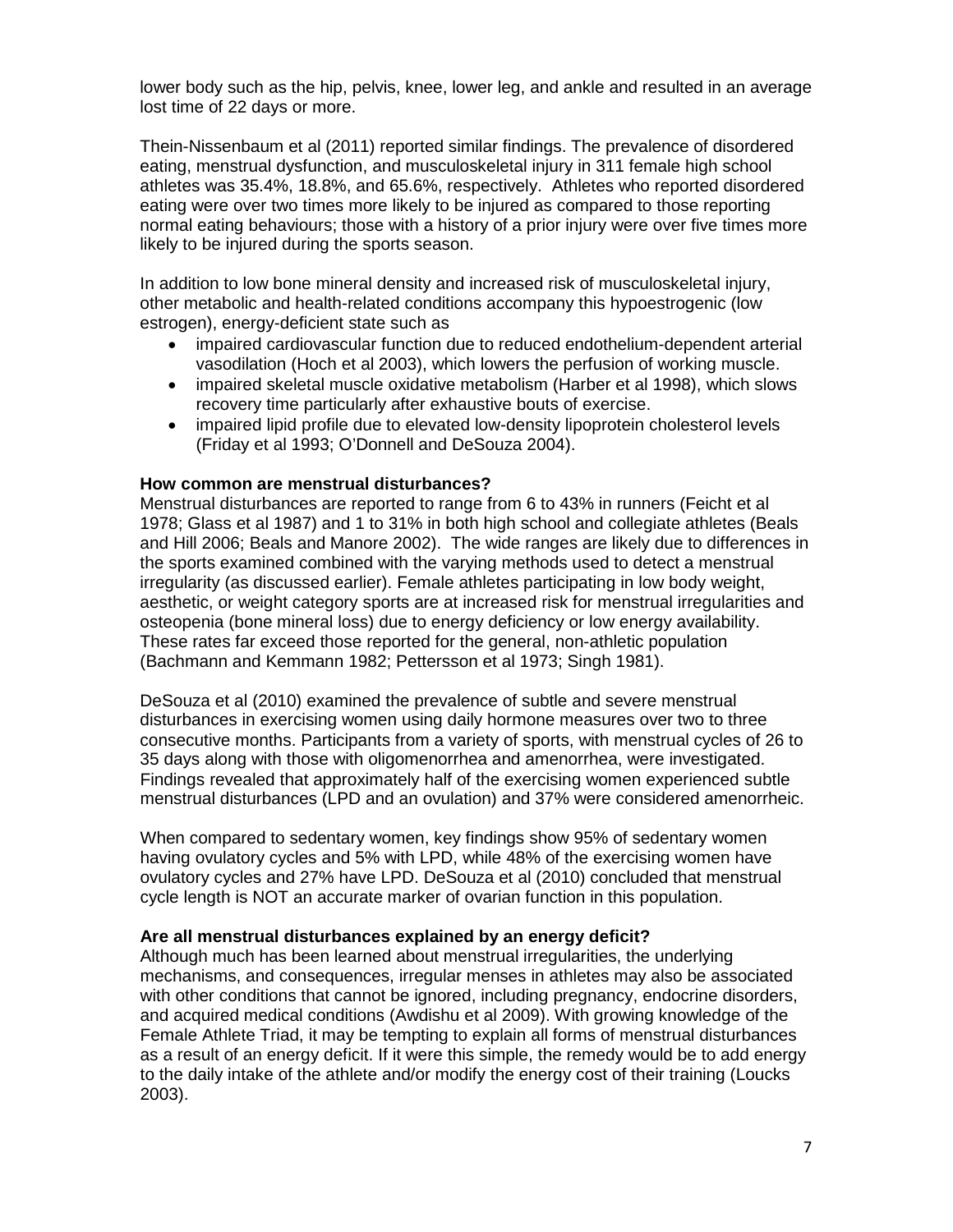lower body such as the hip, pelvis, knee, lower leg, and ankle and resulted in an average lost time of 22 days or more.

Thein-Nissenbaum et al (2011) reported similar findings. The prevalence of disordered eating, menstrual dysfunction, and musculoskeletal injury in 311 female high school athletes was 35.4%, 18.8%, and 65.6%, respectively. Athletes who reported disordered eating were over two times more likely to be injured as compared to those reporting normal eating behaviours; those with a history of a prior injury were over five times more likely to be injured during the sports season.

In addition to low bone mineral density and increased risk of musculoskeletal injury, other metabolic and health-related conditions accompany this hypoestrogenic (low estrogen), energy-deficient state such as

- impaired cardiovascular function due to reduced endothelium-dependent arterial vasodilation (Hoch et al 2003), which lowers the perfusion of working muscle.
- impaired skeletal muscle oxidative metabolism (Harber et al 1998), which slows recovery time particularly after exhaustive bouts of exercise.
- impaired lipid profile due to elevated low-density lipoprotein cholesterol levels (Friday et al 1993; O'Donnell and DeSouza 2004).

**How common are menstrual disturbances?**

Menstrual disturbances are reported to range from 6 to 43% in runners (Feicht et al 1978; Glass et al 1987) and 1 to 31% in both high school and collegiate athletes (Beals and Hill 2006; Beals and Manore 2002). The wide ranges are likely due to differences in the sports examined combined with the varying methods used to detect a menstrual irregularity (as discussed earlier). Female athletes participating in low body weight, aesthetic, or weight category sports are at increased risk for menstrual irregularities and osteopenia (bone mineral loss) due to energy deficiency or low energy availability. These rates far exceed those reported for the general, non-athletic population (Bachmann and Kemmann 1982; Pettersson et al 1973; Singh 1981).

DeSouza et al (2010) examined the prevalence of subtle and severe menstrual disturbances in exercising women using daily hormone measures over two to three consecutive months. Participants from a variety of sports, with menstrual cycles of 26 to 35 days along with those with oligomenorrhea and amenorrhea, were investigated. Findings revealed that approximately half of the exercising women experienced subtle menstrual disturbances (LPD and an ovulation) and 37% were considered amenorrheic.

When compared to sedentary women, key findings show 95% of sedentary women having ovulatory cycles and 5% with LPD, while 48% of the exercising women have ovulatory cycles and 27% have LPD. DeSouza et al (2010) concluded that menstrual cycle length is NOT an accurate marker of ovarian function in this population.

**Are all menstrual disturbances explained by an energy deficit?**

Although much has been learned about menstrual irregularities, the underlying mechanisms, and consequences, irregular menses in athletes may also be associated with other conditions that cannot be ignored, including pregnancy, endocrine disorders, and acquired medical conditions (Awdishu et al 2009). With growing knowledge of the Female Athlete Triad, it may be tempting to explain all forms of menstrual disturbances as a result of an energy deficit. If it were this simple, the remedy would be to add energy to the daily intake of the athlete and/or modify the energy cost of their training (Loucks 2003).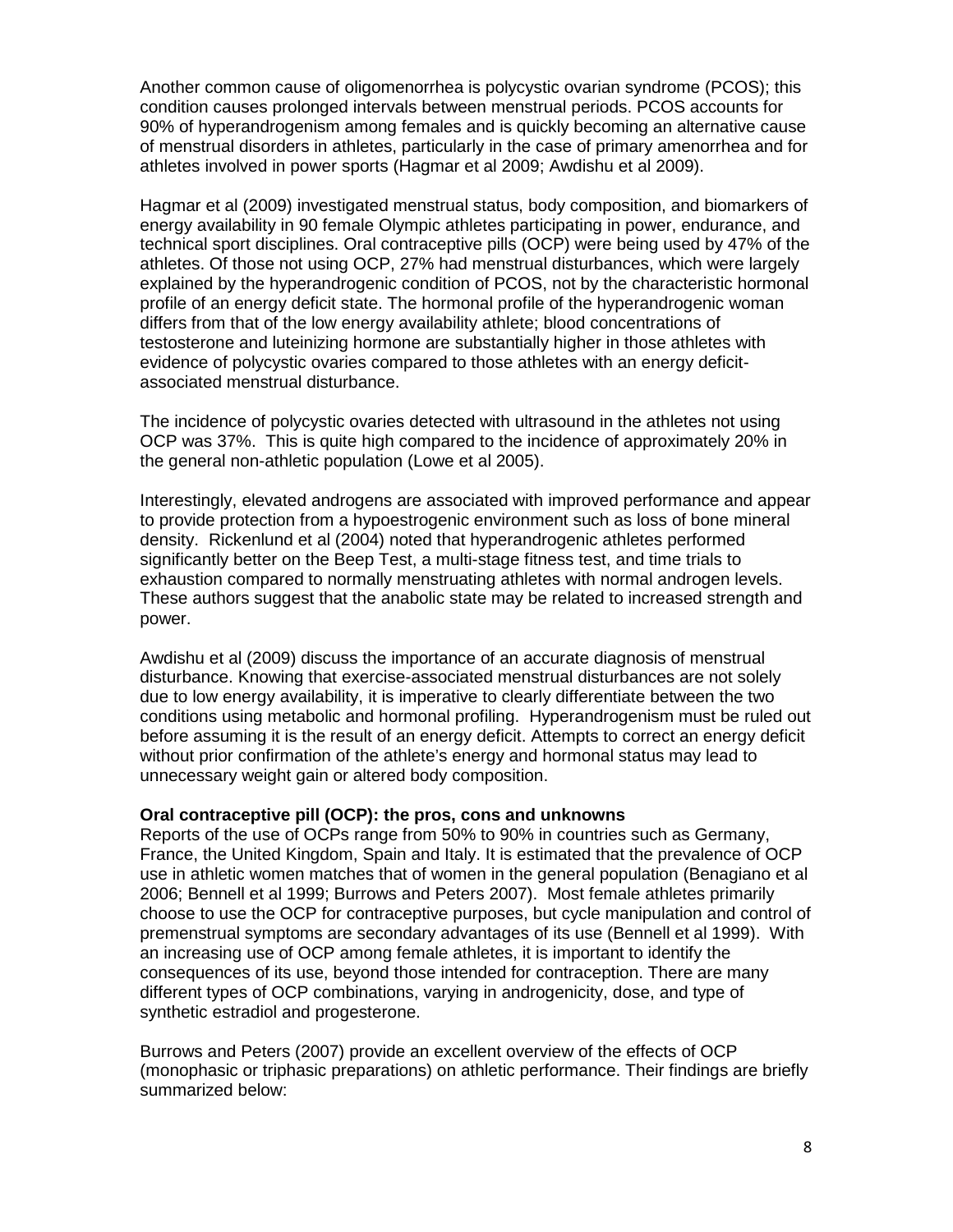Another common cause of oligomenorrhea is polycystic ovarian syndrome (PCOS); this condition causes prolonged intervals between menstrual periods. PCOS accounts for 90% of hyperandrogenism among females and is quickly becoming an alternative cause of menstrual disorders in athletes, particularly in the case of primary amenorrhea and for athletes involved in power sports (Hagmar et al 2009; Awdishu et al 2009).

Hagmar et al (2009) investigated menstrual status, body composition, and biomarkers of energy availability in 90 female Olympic athletes participating in power, endurance, and technical sport disciplines. Oral contraceptive pills (OCP) were being used by 47% of the athletes. Of those not using OCP, 27% had menstrual disturbances, which were largely explained by the hyperandrogenic condition of PCOS, not by the characteristic hormonal profile of an energy deficit state. The hormonal profile of the hyperandrogenic woman differs from that of the low energy availability athlete; blood concentrations of testosterone and luteinizing hormone are substantially higher in those athletes with evidence of polycystic ovaries compared to those athletes with an energy deficit-associated menstrual disturbance.

The incidence of polycystic ovaries detected with ultrasound in the athletes not using OCP was 37%. This is quite high compared to the incidence of approximately 20% in the general non-athletic population (Lowe et al 2005).

Interestingly, elevated androgens are associated with improved performance and appear to provide protection from a hypoestrogenic environment such as loss of bone mineral density. Rickenlund et al (2004) noted that hyperandrogenic athletes performed significantly better on the Beep Test, a multi-stage fitness test, and time trials to exhaustion compared to normally menstruating athletes with normal androgen levels. These authors suggest that the anabolic state may be related to increased strength and power.

Awdishu et al (2009) discuss the importance of an accurate diagnosis of menstrual disturbance. Knowing that exercise-associated menstrual disturbances are not solely due to low energy availability, it is imperative to clearly differentiate between the two conditions using metabolic and hormonal profiling. Hyperandrogenism must be ruled out before assuming it is the result of an energy deficit. Attempts to correct an energy deficit without prior confirmation of the athlete's energy and hormonal status may lead to unnecessary weight gain or altered body composition.

**Oral contraceptive pill (OCP): the pros, cons and unknowns**

Reports of the use of OCPs range from 50% to 90% in countries such as Germany, France, the United Kingdom, Spain and Italy. It is estimated that the prevalence of OCP use in athletic women matches that of women in the general population (Benagiano et al 2006; Bennell et al 1999; Burrows and Peters 2007). Most female athletes primarily choose to use the OCP for contraceptive purposes, but cycle manipulation and control of premenstrual symptoms are secondary advantages of its use (Bennell et al 1999). With an increasing use of OCP among female athletes, it is important to identify the consequences of its use, beyond those intended for contraception. There are many different types of OCP combinations, varying in androgenicity, dose, and type of synthetic estradiol and progesterone.

Burrows and Peters (2007) provide an excellent overview of the effects of OCP (monophasic or triphasic preparations) on athletic performance. Their findings are briefly summarized below: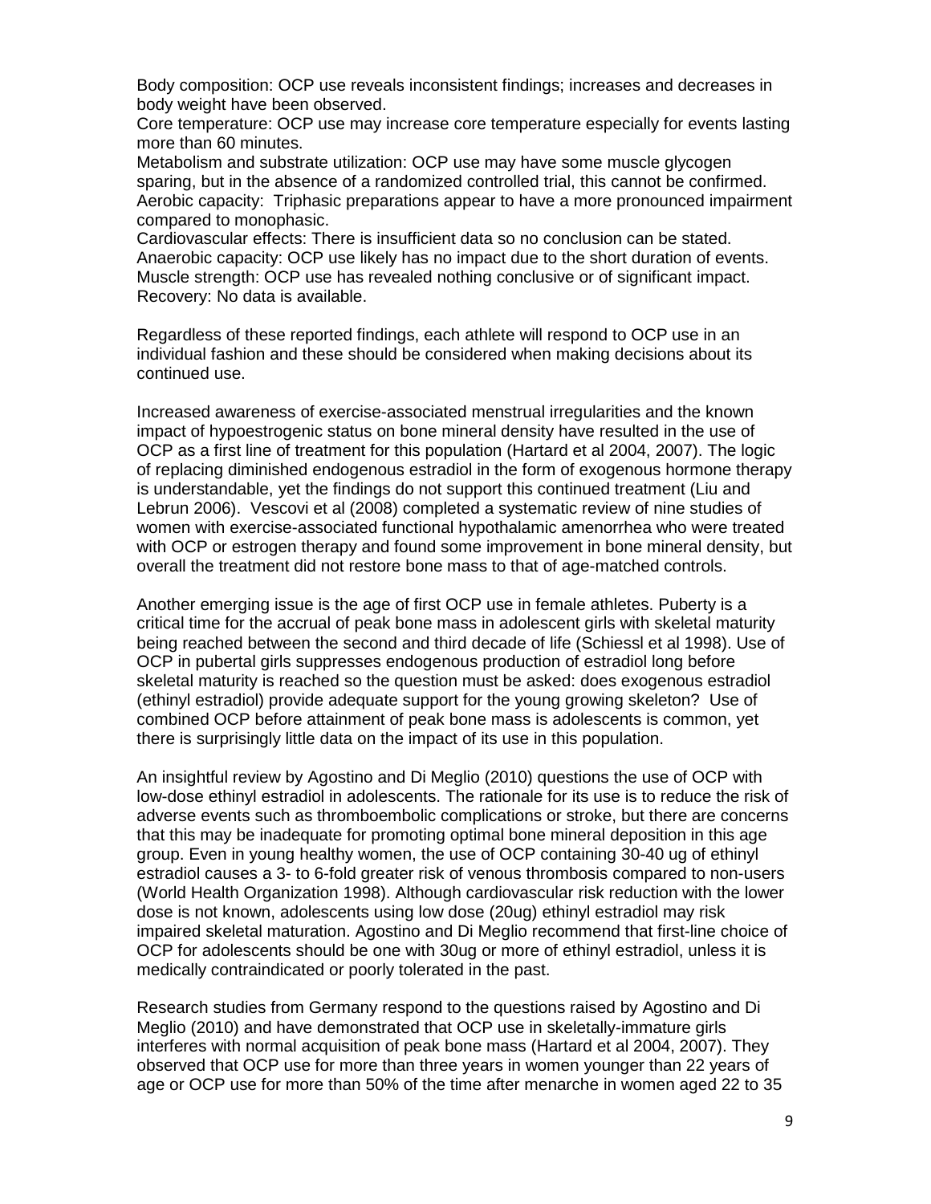Body composition: OCP use reveals inconsistent findings; increases and decreases in body weight have been observed.
Core temperature: OCP use may increase core temperature especially for events lasting more than 60 minutes.
Metabolism and substrate utilization: OCP use may have some muscle glycogen sparing, but in the absence of a randomized controlled trial, this cannot be confirmed.
Aerobic capacity: Triphasic preparations appear to have a more pronounced impairment compared to monophasic.
Cardiovascular effects: There is insufficient data so no conclusion can be stated.
Anaerobic capacity: OCP use likely has no impact due to the short duration of events.
Muscle strength: OCP use has revealed nothing conclusive or of significant impact.
Recovery: No data is available.

Regardless of these reported findings, each athlete will respond to OCP use in an individual fashion and these should be considered when making decisions about its continued use.

Increased awareness of exercise-associated menstrual irregularities and the known impact of hypoestrogenic status on bone mineral density have resulted in the use of OCP as a first line of treatment for this population (Hartard et al 2004, 2007). The logic of replacing diminished endogenous estradiol in the form of exogenous hormone therapy is understandable, yet the findings do not support this continued treatment (Liu and Lebrun 2006). Vescovi et al (2008) completed a systematic review of nine studies of women with exercise-associated functional hypothalamic amenorrhea who were treated with OCP or estrogen therapy and found some improvement in bone mineral density, but overall the treatment did not restore bone mass to that of age-matched controls.

Another emerging issue is the age of first OCP use in female athletes. Puberty is a critical time for the accrual of peak bone mass in adolescent girls with skeletal maturity being reached between the second and third decade of life (Schiessl et al 1998). Use of OCP in pubertal girls suppresses endogenous production of estradiol long before skeletal maturity is reached so the question must be asked: does exogenous estradiol (ethinyl estradiol) provide adequate support for the young growing skeleton? Use of combined OCP before attainment of peak bone mass is adolescents is common, yet there is surprisingly little data on the impact of its use in this population.

An insightful review by Agostino and Di Meglio (2010) questions the use of OCP with low-dose ethinyl estradiol in adolescents. The rationale for its use is to reduce the risk of adverse events such as thromboembolic complications or stroke, but there are concerns that this may be inadequate for promoting optimal bone mineral deposition in this age group. Even in young healthy women, the use of OCP containing 30-40 ug of ethinyl estradiol causes a 3- to 6-fold greater risk of venous thrombosis compared to non-users (World Health Organization 1998). Although cardiovascular risk reduction with the lower dose is not known, adolescents using low dose (20ug) ethinyl estradiol may risk impaired skeletal maturation. Agostino and Di Meglio recommend that first-line choice of OCP for adolescents should be one with 30ug or more of ethinyl estradiol, unless it is medically contraindicated or poorly tolerated in the past.

Research studies from Germany respond to the questions raised by Agostino and Di Meglio (2010) and have demonstrated that OCP use in skeletally-immature girls interferes with normal acquisition of peak bone mass (Hartard et al 2004, 2007). They observed that OCP use for more than three years in women younger than 22 years of age or OCP use for more than 50% of the time after menarche in women aged 22 to 35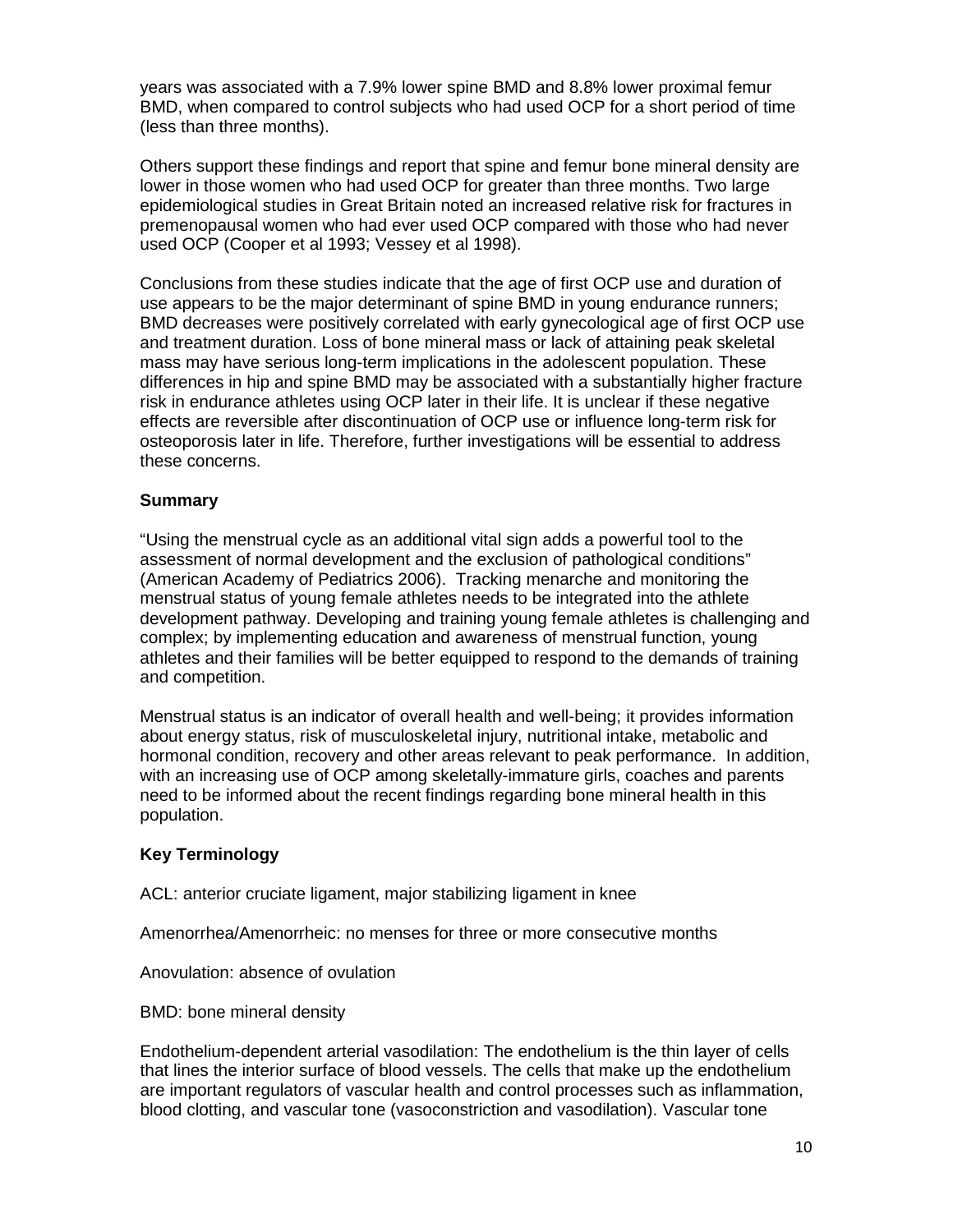years was associated with a 7.9% lower spine BMD and 8.8% lower proximal femur BMD, when compared to control subjects who had used OCP for a short period of time (less than three months).

Others support these findings and report that spine and femur bone mineral density are lower in those women who had used OCP for greater than three months. Two large epidemiological studies in Great Britain noted an increased relative risk for fractures in premenopausal women who had ever used OCP compared with those who had never used OCP (Cooper et al 1993; Vessey et al 1998).

Conclusions from these studies indicate that the age of first OCP use and duration of use appears to be the major determinant of spine BMD in young endurance runners; BMD decreases were positively correlated with early gynecological age of first OCP use and treatment duration. Loss of bone mineral mass or lack of attaining peak skeletal mass may have serious long-term implications in the adolescent population. These differences in hip and spine BMD may be associated with a substantially higher fracture risk in endurance athletes using OCP later in their life. It is unclear if these negative effects are reversible after discontinuation of OCP use or influence long-term risk for osteoporosis later in life. Therefore, further investigations will be essential to address these concerns.

**Summary**

"Using the menstrual cycle as an additional vital sign adds a powerful tool to the assessment of normal development and the exclusion of pathological conditions" (American Academy of Pediatrics 2006). Tracking menarche and monitoring the menstrual status of young female athletes needs to be integrated into the athlete development pathway. Developing and training young female athletes is challenging and complex; by implementing education and awareness of menstrual function, young athletes and their families will be better equipped to respond to the demands of training and competition.

Menstrual status is an indicator of overall health and well-being; it provides information about energy status, risk of musculoskeletal injury, nutritional intake, metabolic and hormonal condition, recovery and other areas relevant to peak performance. In addition, with an increasing use of OCP among skeletally-immature girls, coaches and parents need to be informed about the recent findings regarding bone mineral health in this population.

**Key Terminology**

ACL: anterior cruciate ligament, major stabilizing ligament in knee

Amenorrhea/Amenorrheic: no menses for three or more consecutive months

Anovulation: absence of ovulation

BMD: bone mineral density

Endothelium-dependent arterial vasodilation: The endothelium is the thin layer of cells that lines the interior surface of blood vessels. The cells that make up the endothelium are important regulators of vascular health and control processes such as inflammation, blood clotting, and vascular tone (vasoconstriction and vasodilation). Vascular tone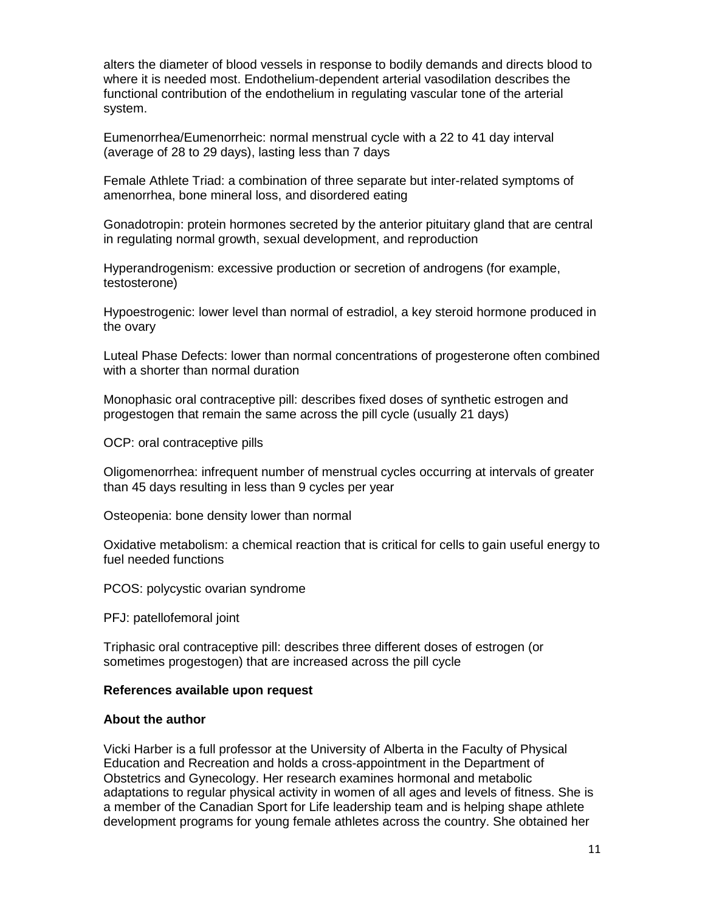alters the diameter of blood vessels in response to bodily demands and directs blood to where it is needed most. Endothelium-dependent arterial vasodilation describes the functional contribution of the endothelium in regulating vascular tone of the arterial system.

Eumenorrhea/Eumenorrheic: normal menstrual cycle with a 22 to 41 day interval (average of 28 to 29 days), lasting less than 7 days

Female Athlete Triad: a combination of three separate but inter-related symptoms of amenorrhea, bone mineral loss, and disordered eating

Gonadotropin: protein hormones secreted by the anterior pituitary gland that are central in regulating normal growth, sexual development, and reproduction

Hyperandrogenism: excessive production or secretion of androgens (for example, testosterone)

Hypoestrogenic: lower level than normal of estradiol, a key steroid hormone produced in the ovary

Luteal Phase Defects: lower than normal concentrations of progesterone often combined with a shorter than normal duration

Monophasic oral contraceptive pill: describes fixed doses of synthetic estrogen and progestogen that remain the same across the pill cycle (usually 21 days)

OCP: oral contraceptive pills

Oligomenorrhea: infrequent number of menstrual cycles occurring at intervals of greater than 45 days resulting in less than 9 cycles per year

Osteopenia: bone density lower than normal

Oxidative metabolism: a chemical reaction that is critical for cells to gain useful energy to fuel needed functions

PCOS: polycystic ovarian syndrome

PFJ: patellofemoral joint

Triphasic oral contraceptive pill: describes three different doses of estrogen (or sometimes progestogen) that are increased across the pill cycle

**References available upon request**

**About the author**

Vicki Harber is a full professor at the University of Alberta in the Faculty of Physical Education and Recreation and holds a cross-appointment in the Department of Obstetrics and Gynecology. Her research examines hormonal and metabolic adaptations to regular physical activity in women of all ages and levels of fitness. She is a member of the Canadian Sport for Life leadership team and is helping shape athlete development programs for young female athletes across the country. She obtained her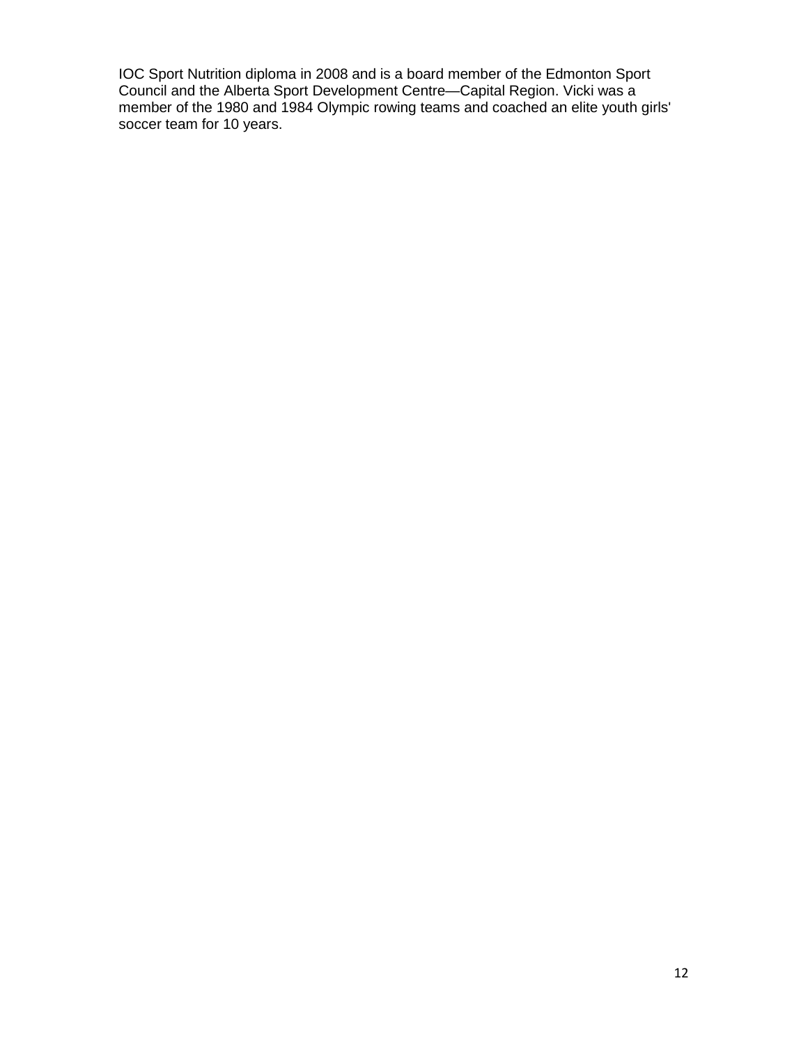IOC Sport Nutrition diploma in 2008 and is a board member of the Edmonton Sport Council and the Alberta Sport Development Centre—Capital Region. Vicki was a member of the 1980 and 1984 Olympic rowing teams and coached an elite youth girls' soccer team for 10 years.